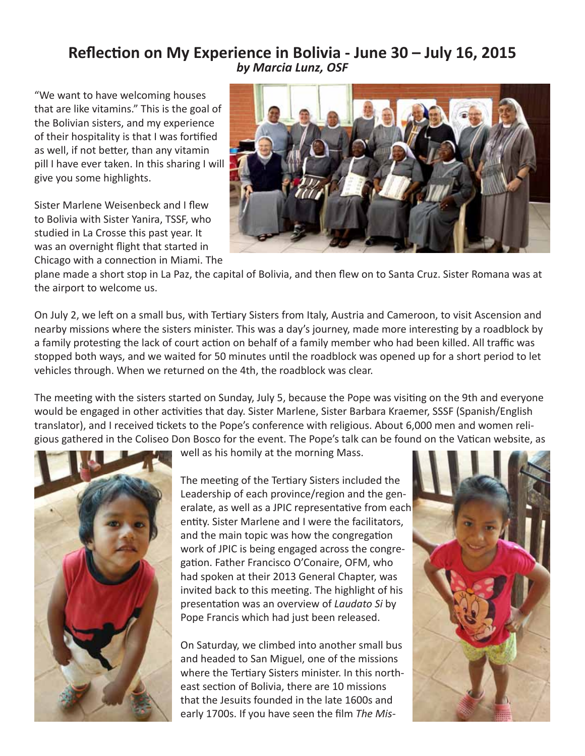# Reflection on My Experience in Bolivia - June 30 – July 16, 2015

***by Marcia Lunz, OSF***

"We want to have welcoming houses that are like vitamins." This is the goal of the Bolivian sisters, and my experience of their hospitality is that I was fortified as well, if not better, than any vitamin pill I have ever taken. In this sharing I will give you some highlights.

Sister Marlene Weisenbeck and I flew to Bolivia with Sister Yanira, TSSF, who studied in La Crosse this past year. It was an overnight flight that started in Chicago with a connection in Miami. The plane made a short stop in La Paz, the capital of Bolivia, and then flew on to Santa Cruz. Sister Romana was at the airport to welcome us.

On July 2, we left on a small bus, with Tertiary Sisters from Italy, Austria and Cameroon, to visit Ascension and nearby missions where the sisters minister. This was a day's journey, made more interesting by a roadblock by a family protesting the lack of court action on behalf of a family member who had been killed. All traffic was stopped both ways, and we waited for 50 minutes until the roadblock was opened up for a short period to let vehicles through. When we returned on the 4th, the roadblock was clear.

The meeting with the sisters started on Sunday, July 5, because the Pope was visiting on the 9th and everyone would be engaged in other activities that day. Sister Marlene, Sister Barbara Kraemer, SSSF (Spanish/English translator), and I received tickets to the Pope's conference with religious. About 6,000 men and women religious gathered in the Coliseo Don Bosco for the event. The Pope's talk can be found on the Vatican website, as well as his homily at the morning Mass.

The meeting of the Tertiary Sisters included the Leadership of each province/region and the generalate, as well as a JPIC representative from each entity. Sister Marlene and I were the facilitators, and the main topic was how the congregation work of JPIC is being engaged across the congregation. Father Francisco O'Conaire, OFM, who had spoken at their 2013 General Chapter, was invited back to this meeting. The highlight of his presentation was an overview of *Laudato Si* by Pope Francis which had just been released.

On Saturday, we climbed into another small bus and headed to San Miguel, one of the missions where the Tertiary Sisters minister. In this northeast section of Bolivia, there are 10 missions that the Jesuits founded in the late 1600s and early 1700s. If you have seen the film *The Mis-*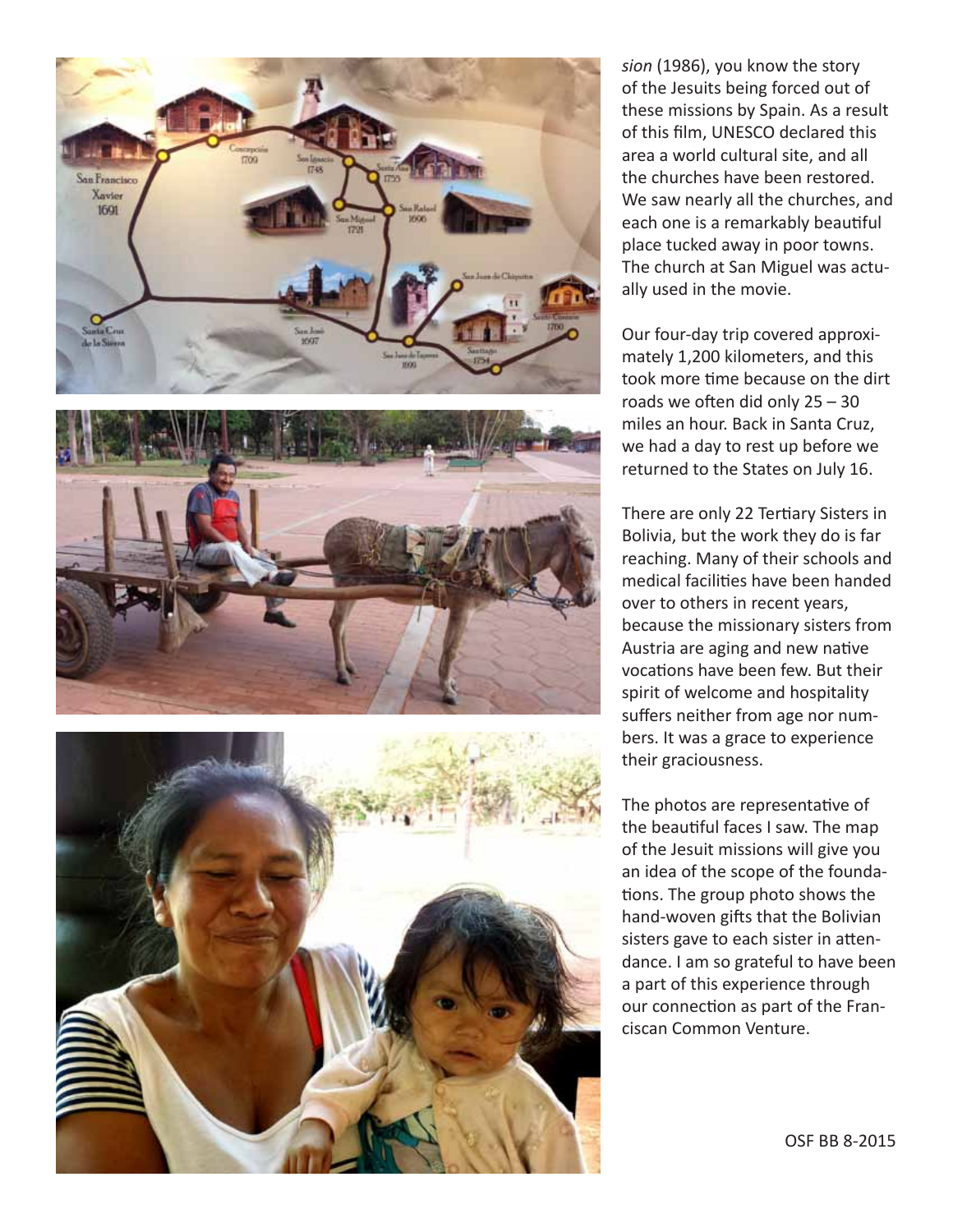*sion* (1986), you know the story of the Jesuits being forced out of these missions by Spain. As a result of this film, UNESCO declared this area a world cultural site, and all the churches have been restored. We saw nearly all the churches, and each one is a remarkably beautiful place tucked away in poor towns. The church at San Miguel was actually used in the movie.

Our four-day trip covered approximately 1,200 kilometers, and this took more time because on the dirt roads we often did only 25 – 30 miles an hour. Back in Santa Cruz, we had a day to rest up before we returned to the States on July 16.

There are only 22 Tertiary Sisters in Bolivia, but the work they do is far reaching. Many of their schools and medical facilities have been handed over to others in recent years, because the missionary sisters from Austria are aging and new native vocations have been few. But their spirit of welcome and hospitality suffers neither from age nor numbers. It was a grace to experience their graciousness.

The photos are representative of the beautiful faces I saw. The map of the Jesuit missions will give you an idea of the scope of the foundations. The group photo shows the hand-woven gifts that the Bolivian sisters gave to each sister in attendance. I am so grateful to have been a part of this experience through our connection as part of the Franciscan Common Venture.

OSF BB 8-2015